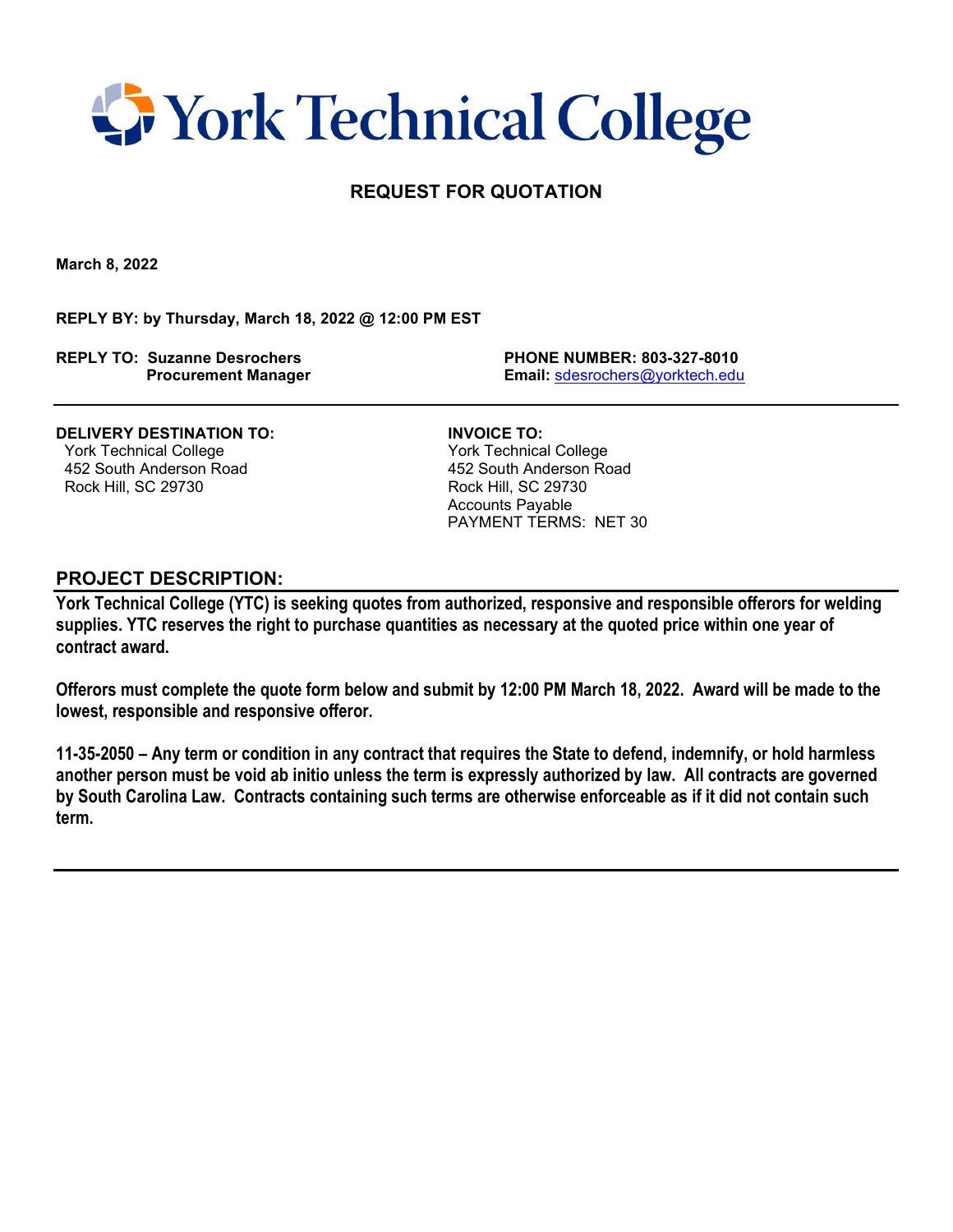# York Technical College

## REQUEST FOR QUOTATION

**March 8, 2022**

**REPLY BY: by Thursday, March 18, 2022 @ 12:00 PM EST**

**REPLY TO: Suzanne Desrochers**
**Procurement Manager**

**PHONE NUMBER: 803-327-8010**
**Email:** sdesrochers@yorktech.edu

---

**DELIVERY DESTINATION TO:**
York Technical College
452 South Anderson Road
Rock Hill, SC 29730

**INVOICE TO:**
York Technical College
452 South Anderson Road
Rock Hill, SC 29730
Accounts Payable
PAYMENT TERMS: NET 30

### PROJECT DESCRIPTION:

**York Technical College (YTC) is seeking quotes from authorized, responsive and responsible offerors for welding supplies. YTC reserves the right to purchase quantities as necessary at the quoted price within one year of contract award.**

**Offerors must complete the quote form below and submit by 12:00 PM March 18, 2022. Award will be made to the lowest, responsible and responsive offeror.**

**11-35-2050 – Any term or condition in any contract that requires the State to defend, indemnify, or hold harmless another person must be void ab initio unless the term is expressly authorized by law. All contracts are governed by South Carolina Law. Contracts containing such terms are otherwise enforceable as if it did not contain such term.**

---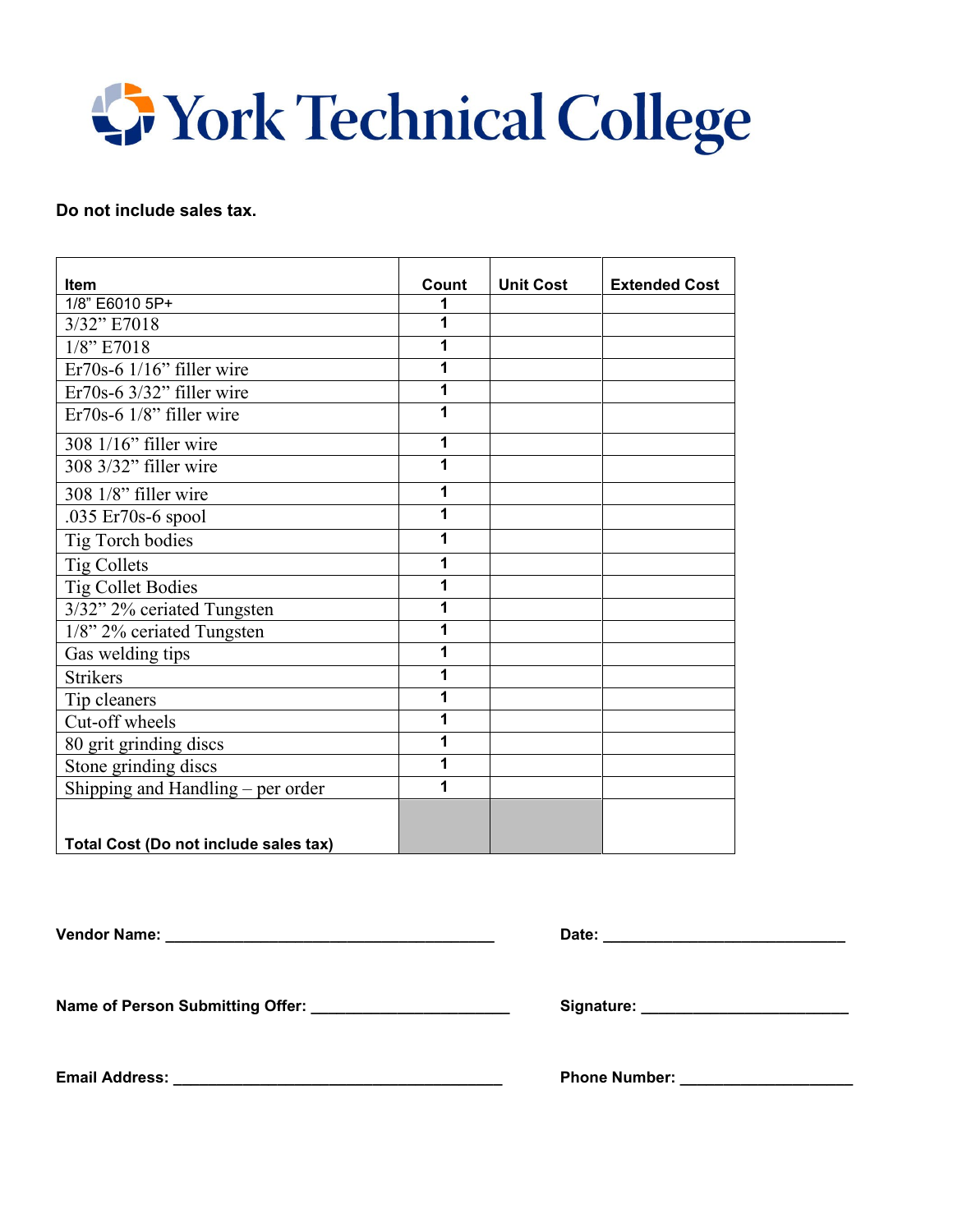# York Technical College

**Do not include sales tax.**

| Item | Count | Unit Cost | Extended Cost |
|---|---|---|---|
| 1/8" E6010 5P+ | 1 | | |
| 3/32" E7018 | 1 | | |
| 1/8" E7018 | 1 | | |
| Er70s-6 1/16" filler wire | 1 | | |
| Er70s-6 3/32" filler wire | 1 | | |
| Er70s-6 1/8" filler wire | 1 | | |
| 308 1/16" filler wire | 1 | | |
| 308 3/32" filler wire | 1 | | |
| 308 1/8" filler wire | 1 | | |
| .035 Er70s-6 spool | 1 | | |
| Tig Torch bodies | 1 | | |
| Tig Collets | 1 | | |
| Tig Collet Bodies | 1 | | |
| 3/32" 2% ceriated Tungsten | 1 | | |
| 1/8" 2% ceriated Tungsten | 1 | | |
| Gas welding tips | 1 | | |
| Strikers | 1 | | |
| Tip cleaners | 1 | | |
| Cut-off wheels | 1 | | |
| 80 grit grinding discs | 1 | | |
| Stone grinding discs | 1 | | |
| Shipping and Handling – per order | 1 | | |
| **Total Cost (Do not include sales tax)** | | | |

**Vendor Name:** ______________________________________ **Date:** ____________________________

**Name of Person Submitting Offer:** _______________________ **Signature:** ________________________

**Email Address:** ______________________________________ **Phone Number:** ____________________